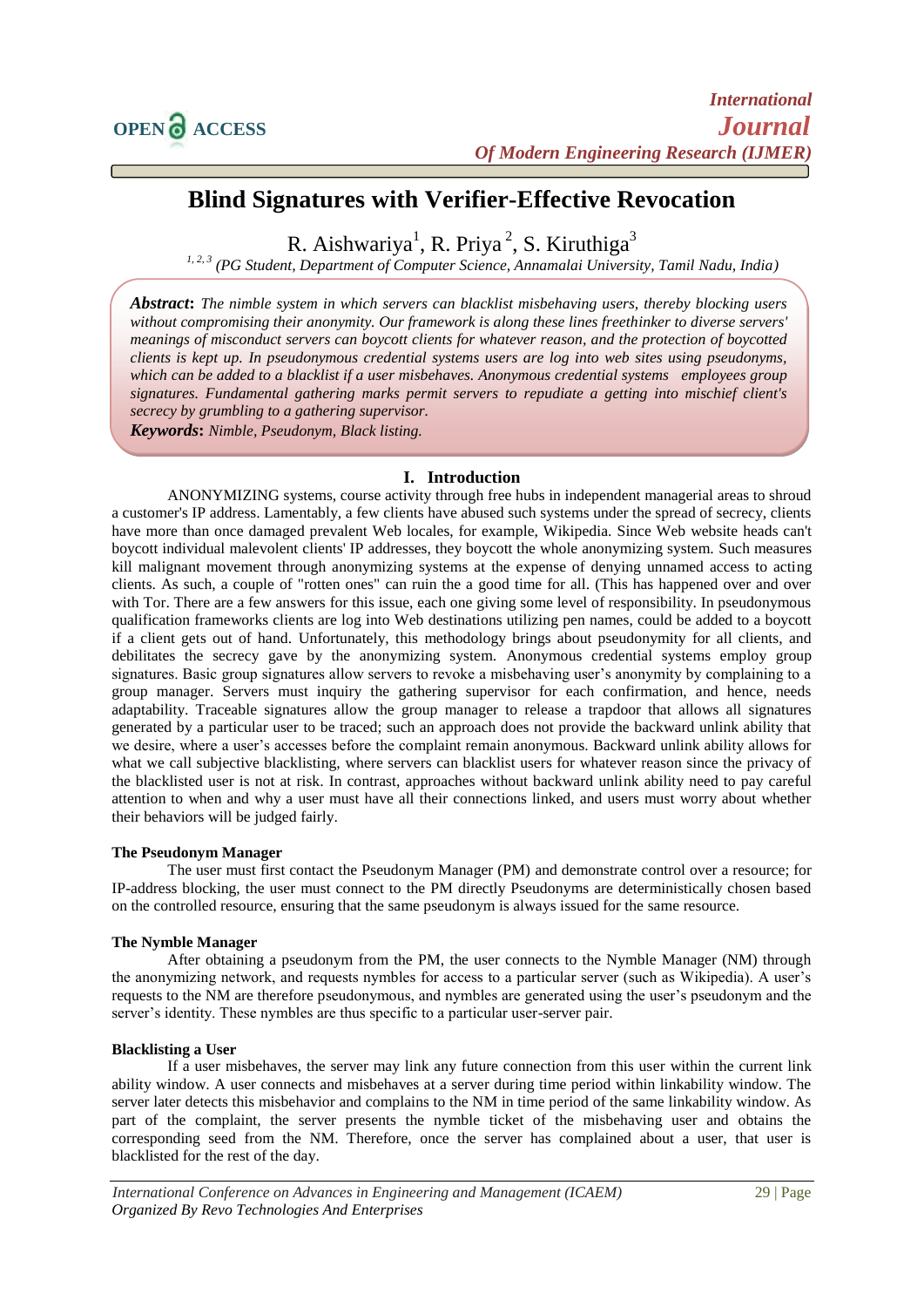# Blind Signatures with Verifier-Effective Revocation

R. Aishwariya[1], R. Priya[2], S. Kiruthiga[3]

[1, 2, 3] *(PG Student, Department of Computer Science, Annamalai University, Tamil Nadu, India)*

***Abstract*****:** *The nimble system in which servers can blacklist misbehaving users, thereby blocking users without compromising their anonymity. Our framework is along these lines freethinker to diverse servers' meanings of misconduct servers can boycott clients for whatever reason, and the protection of boycotted clients is kept up. In pseudonymous credential systems users are log into web sites using pseudonyms, which can be added to a blacklist if a user misbehaves. Anonymous credential systems employees group signatures. Fundamental gathering marks permit servers to repudiate a getting into mischief client's secrecy by grumbling to a gathering supervisor.*

***Keywords*****:** *Nimble, Pseudonym, Black listing.*

## I. Introduction

ANONYMIZING systems, course activity through free hubs in independent managerial areas to shroud a customer's IP address. Lamentably, a few clients have abused such systems under the spread of secrecy, clients have more than once damaged prevalent Web locales, for example, Wikipedia. Since Web website heads can't boycott individual malevolent clients' IP addresses, they boycott the whole anonymizing system. Such measures kill malignant movement through anonymizing systems at the expense of denying unnamed access to acting clients. As such, a couple of "rotten ones" can ruin the a good time for all. (This has happened over and over with Tor. There are a few answers for this issue, each one giving some level of responsibility. In pseudonymous qualification frameworks clients are log into Web destinations utilizing pen names, could be added to a boycott if a client gets out of hand. Unfortunately, this methodology brings about pseudonymity for all clients, and debilitates the secrecy gave by the anonymizing system. Anonymous credential systems employ group signatures. Basic group signatures allow servers to revoke a misbehaving user's anonymity by complaining to a group manager. Servers must inquiry the gathering supervisor for each confirmation, and hence, needs adaptability. Traceable signatures allow the group manager to release a trapdoor that allows all signatures generated by a particular user to be traced; such an approach does not provide the backward unlink ability that we desire, where a user's accesses before the complaint remain anonymous. Backward unlink ability allows for what we call subjective blacklisting, where servers can blacklist users for whatever reason since the privacy of the blacklisted user is not at risk. In contrast, approaches without backward unlink ability need to pay careful attention to when and why a user must have all their connections linked, and users must worry about whether their behaviors will be judged fairly.

### The Pseudonym Manager

The user must first contact the Pseudonym Manager (PM) and demonstrate control over a resource; for IP-address blocking, the user must connect to the PM directly Pseudonyms are deterministically chosen based on the controlled resource, ensuring that the same pseudonym is always issued for the same resource.

### The Nymble Manager

After obtaining a pseudonym from the PM, the user connects to the Nymble Manager (NM) through the anonymizing network, and requests nymbles for access to a particular server (such as Wikipedia). A user's requests to the NM are therefore pseudonymous, and nymbles are generated using the user's pseudonym and the server's identity. These nymbles are thus specific to a particular user-server pair.

### Blacklisting a User

If a user misbehaves, the server may link any future connection from this user within the current link ability window. A user connects and misbehaves at a server during time period within linkability window. The server later detects this misbehavior and complains to the NM in time period of the same linkability window. As part of the complaint, the server presents the nymble ticket of the misbehaving user and obtains the corresponding seed from the NM. Therefore, once the server has complained about a user, that user is blacklisted for the rest of the day.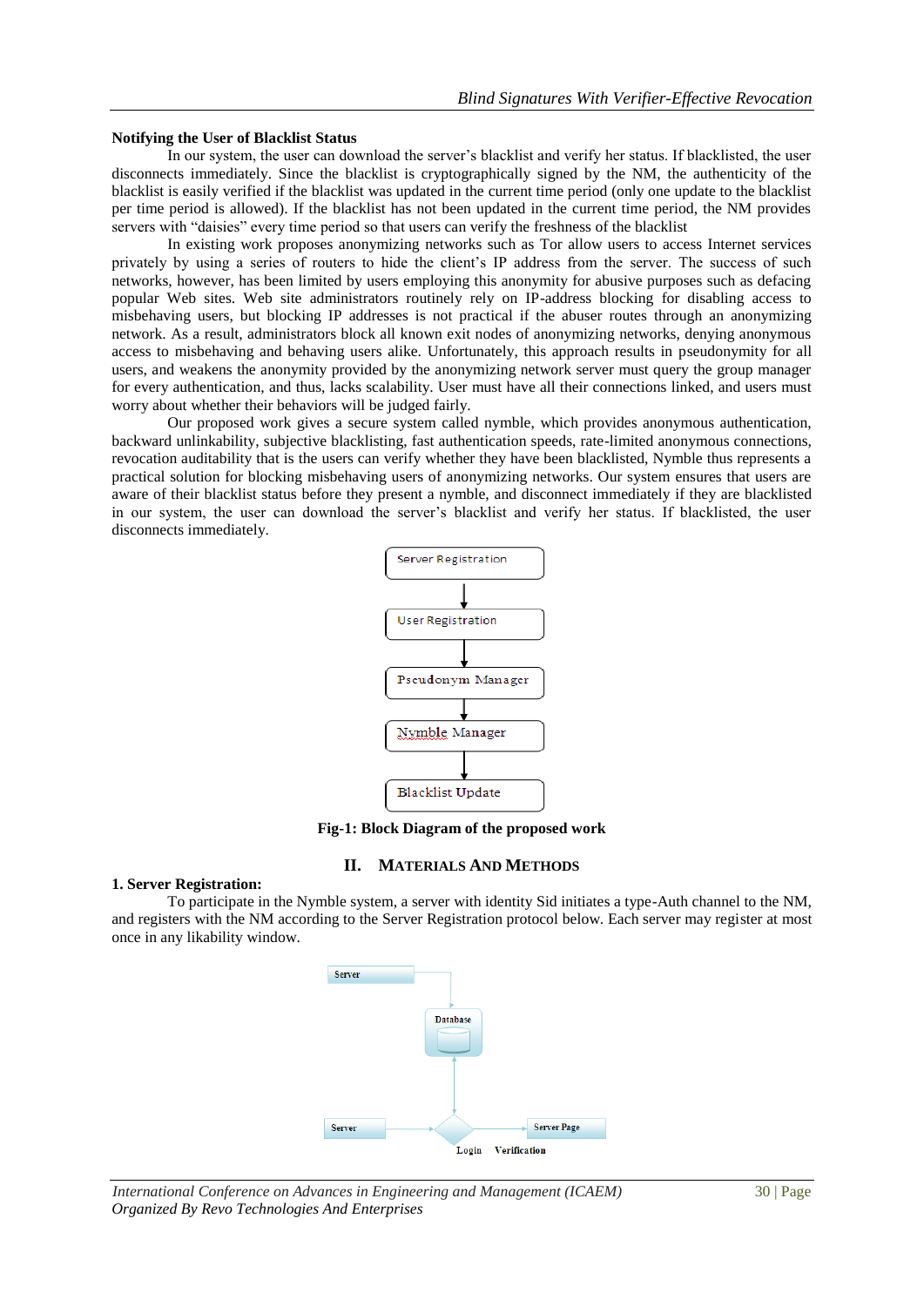**Notifying the User of Blacklist Status**

In our system, the user can download the server's blacklist and verify her status. If blacklisted, the user disconnects immediately. Since the blacklist is cryptographically signed by the NM, the authenticity of the blacklist is easily verified if the blacklist was updated in the current time period (only one update to the blacklist per time period is allowed). If the blacklist has not been updated in the current time period, the NM provides servers with "daisies" every time period so that users can verify the freshness of the blacklist

In existing work proposes anonymizing networks such as Tor allow users to access Internet services privately by using a series of routers to hide the client's IP address from the server. The success of such networks, however, has been limited by users employing this anonymity for abusive purposes such as defacing popular Web sites. Web site administrators routinely rely on IP-address blocking for disabling access to misbehaving users, but blocking IP addresses is not practical if the abuser routes through an anonymizing network. As a result, administrators block all known exit nodes of anonymizing networks, denying anonymous access to misbehaving and behaving users alike. Unfortunately, this approach results in pseudonymity for all users, and weakens the anonymity provided by the anonymizing network server must query the group manager for every authentication, and thus, lacks scalability. User must have all their connections linked, and users must worry about whether their behaviors will be judged fairly.

Our proposed work gives a secure system called nymble, which provides anonymous authentication, backward unlinkability, subjective blacklisting, fast authentication speeds, rate-limited anonymous connections, revocation auditability that is the users can verify whether they have been blacklisted, Nymble thus represents a practical solution for blocking misbehaving users of anonymizing networks. Our system ensures that users are aware of their blacklist status before they present a nymble, and disconnect immediately if they are blacklisted in our system, the user can download the server's blacklist and verify her status. If blacklisted, the user disconnects immediately.

Server Registration → User Registration → Pseudonym Manager → Nymble Manager → Blacklist Update

**Fig-1: Block Diagram of the proposed work**

## II. Materials And Methods

**1. Server Registration:**

To participate in the Nymble system, a server with identity Sid initiates a type-Auth channel to the NM, and registers with the NM according to the Server Registration protocol below. Each server may register at most once in any likability window.

Server → Database; Server → Login → Verification → Server Page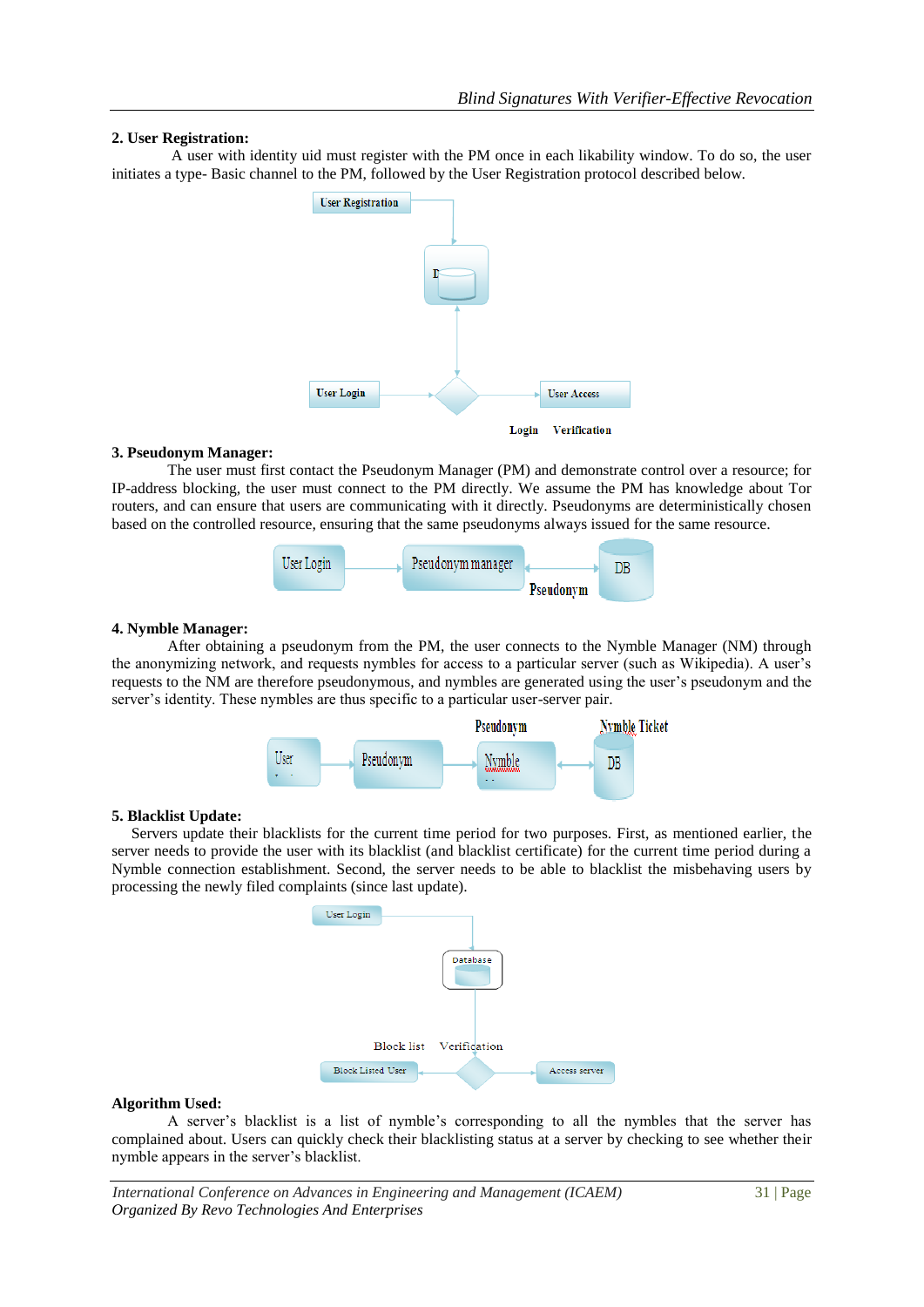**2. User Registration:**

A user with identity uid must register with the PM once in each likability window. To do so, the user initiates a type- Basic channel to the PM, followed by the User Registration protocol described below.

User Registration

D

User Login

User Access

Login Verification

**3. Pseudonym Manager:**

The user must first contact the Pseudonym Manager (PM) and demonstrate control over a resource; for IP-address blocking, the user must connect to the PM directly. We assume the PM has knowledge about Tor routers, and can ensure that users are communicating with it directly. Pseudonyms are deterministically chosen based on the controlled resource, ensuring that the same pseudonyms always issued for the same resource.

User Login

Pseudonym manager

DB

Pseudonym

**4. Nymble Manager:**

After obtaining a pseudonym from the PM, the user connects to the Nymble Manager (NM) through the anonymizing network, and requests nymbles for access to a particular server (such as Wikipedia). A user's requests to the NM are therefore pseudonymous, and nymbles are generated using the user's pseudonym and the server's identity. These nymbles are thus specific to a particular user-server pair.

Pseudonym

Nymble Ticket

User

Pseudonym

Nymble

DB

**5. Blacklist Update:**

Servers update their blacklists for the current time period for two purposes. First, as mentioned earlier, the server needs to provide the user with its blacklist (and blacklist certificate) for the current time period during a Nymble connection establishment. Second, the server needs to be able to blacklist the misbehaving users by processing the newly filed complaints (since last update).

User Login

Database

Block list Verification

Block Listed User

Access server

**Algorithm Used:**

A server's blacklist is a list of nymble's corresponding to all the nymbles that the server has complained about. Users can quickly check their blacklisting status at a server by checking to see whether their nymble appears in the server's blacklist.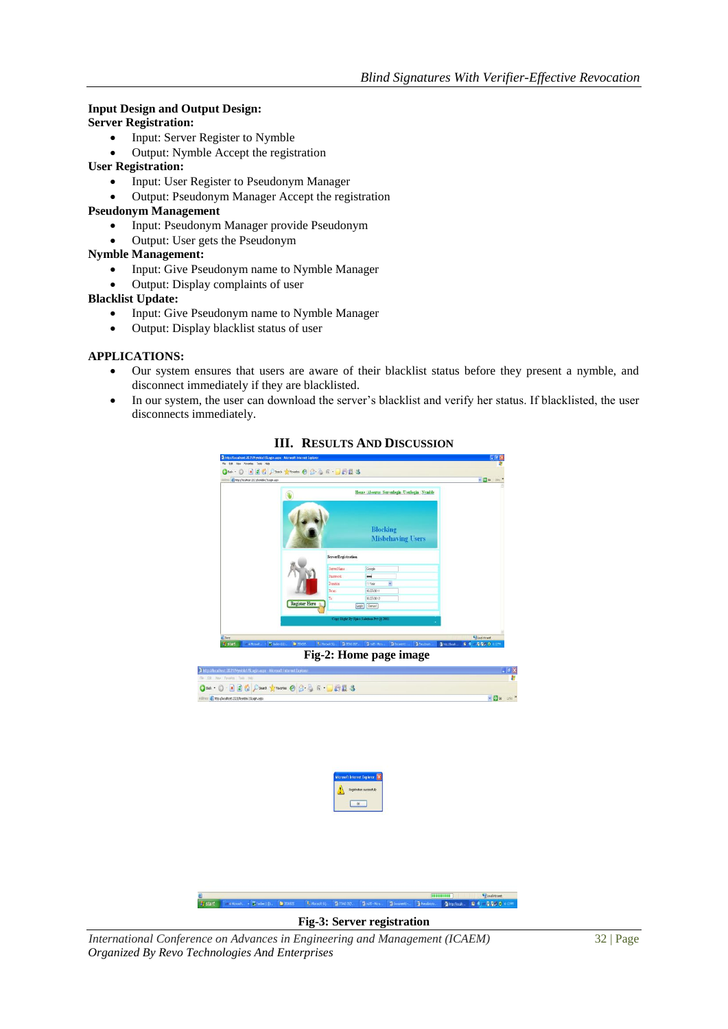**Input Design and Output Design:**

**Server Registration:**

- Input: Server Register to Nymble
- Output: Nymble Accept the registration

**User Registration:**

- Input: User Register to Pseudonym Manager
- Output: Pseudonym Manager Accept the registration

**Pseudonym Management**

- Input: Pseudonym Manager provide Pseudonym
- Output: User gets the Pseudonym

**Nymble Management:**

- Input: Give Pseudonym name to Nymble Manager
- Output: Display complaints of user

**Blacklist Update:**

- Input: Give Pseudonym name to Nymble Manager
- Output: Display blacklist status of user

**APPLICATIONS:**

- Our system ensures that users are aware of their blacklist status before they present a nymble, and disconnect immediately if they are blacklisted.
- In our system, the user can download the server's blacklist and verify her status. If blacklisted, the user disconnects immediately.

## III. Results And Discussion

**Fig-2: Home page image**

**Fig-3: Server registration**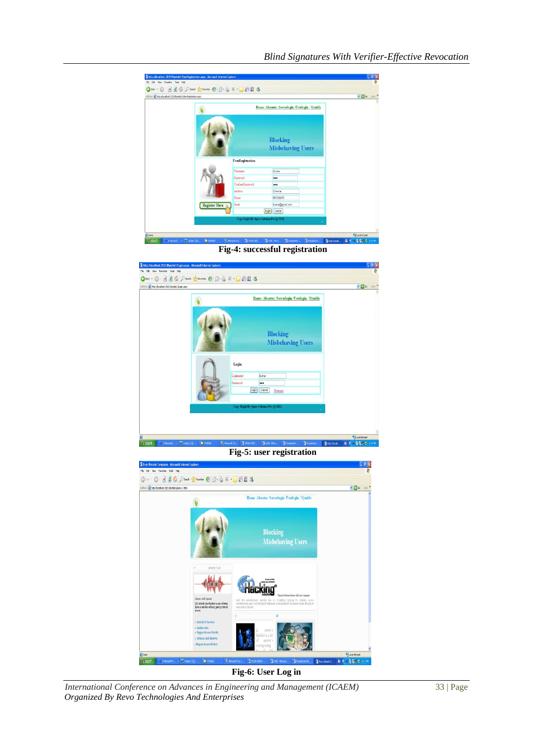Fig-4: successful registration

Fig-5: user registration

Fig-6: User Log in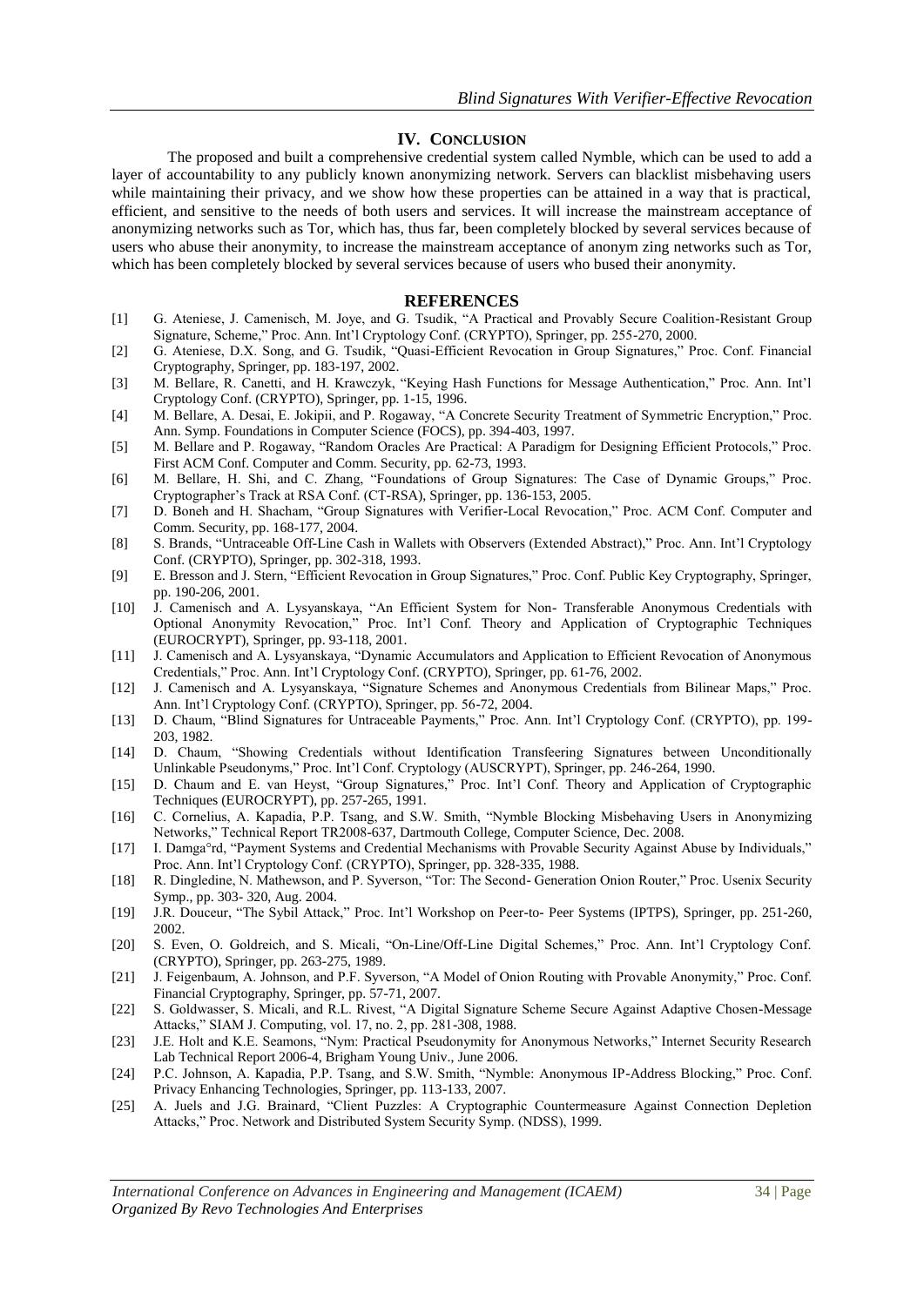## IV. Conclusion

The proposed and built a comprehensive credential system called Nymble, which can be used to add a layer of accountability to any publicly known anonymizing network. Servers can blacklist misbehaving users while maintaining their privacy, and we show how these properties can be attained in a way that is practical, efficient, and sensitive to the needs of both users and services. It will increase the mainstream acceptance of anonymizing networks such as Tor, which has, thus far, been completely blocked by several services because of users who abuse their anonymity, to increase the mainstream acceptance of anonym zing networks such as Tor, which has been completely blocked by several services because of users who bused their anonymity.

## REFERENCES

[1] G. Ateniese, J. Camenisch, M. Joye, and G. Tsudik, "A Practical and Provably Secure Coalition-Resistant Group Signature, Scheme," Proc. Ann. Int'l Cryptology Conf. (CRYPTO), Springer, pp. 255-270, 2000.

[2] G. Ateniese, D.X. Song, and G. Tsudik, "Quasi-Efficient Revocation in Group Signatures," Proc. Conf. Financial Cryptography, Springer, pp. 183-197, 2002.

[3] M. Bellare, R. Canetti, and H. Krawczyk, "Keying Hash Functions for Message Authentication," Proc. Ann. Int'l Cryptology Conf. (CRYPTO), Springer, pp. 1-15, 1996.

[4] M. Bellare, A. Desai, E. Jokipii, and P. Rogaway, "A Concrete Security Treatment of Symmetric Encryption," Proc. Ann. Symp. Foundations in Computer Science (FOCS), pp. 394-403, 1997.

[5] M. Bellare and P. Rogaway, "Random Oracles Are Practical: A Paradigm for Designing Efficient Protocols," Proc. First ACM Conf. Computer and Comm. Security, pp. 62-73, 1993.

[6] M. Bellare, H. Shi, and C. Zhang, "Foundations of Group Signatures: The Case of Dynamic Groups," Proc. Cryptographer's Track at RSA Conf. (CT-RSA), Springer, pp. 136-153, 2005.

[7] D. Boneh and H. Shacham, "Group Signatures with Verifier-Local Revocation," Proc. ACM Conf. Computer and Comm. Security, pp. 168-177, 2004.

[8] S. Brands, "Untraceable Off-Line Cash in Wallets with Observers (Extended Abstract)," Proc. Ann. Int'l Cryptology Conf. (CRYPTO), Springer, pp. 302-318, 1993.

[9] E. Bresson and J. Stern, "Efficient Revocation in Group Signatures," Proc. Conf. Public Key Cryptography, Springer, pp. 190-206, 2001.

[10] J. Camenisch and A. Lysyanskaya, "An Efficient System for Non- Transferable Anonymous Credentials with Optional Anonymity Revocation," Proc. Int'l Conf. Theory and Application of Cryptographic Techniques (EUROCRYPT), Springer, pp. 93-118, 2001.

[11] J. Camenisch and A. Lysyanskaya, "Dynamic Accumulators and Application to Efficient Revocation of Anonymous Credentials," Proc. Ann. Int'l Cryptology Conf. (CRYPTO), Springer, pp. 61-76, 2002.

[12] J. Camenisch and A. Lysyanskaya, "Signature Schemes and Anonymous Credentials from Bilinear Maps," Proc. Ann. Int'l Cryptology Conf. (CRYPTO), Springer, pp. 56-72, 2004.

[13] D. Chaum, "Blind Signatures for Untraceable Payments," Proc. Ann. Int'l Cryptology Conf. (CRYPTO), pp. 199-203, 1982.

[14] D. Chaum, "Showing Credentials without Identification Transfeering Signatures between Unconditionally Unlinkable Pseudonyms," Proc. Int'l Conf. Cryptology (AUSCRYPT), Springer, pp. 246-264, 1990.

[15] D. Chaum and E. van Heyst, "Group Signatures," Proc. Int'l Conf. Theory and Application of Cryptographic Techniques (EUROCRYPT), pp. 257-265, 1991.

[16] C. Cornelius, A. Kapadia, P.P. Tsang, and S.W. Smith, "Nymble Blocking Misbehaving Users in Anonymizing Networks," Technical Report TR2008-637, Dartmouth College, Computer Science, Dec. 2008.

[17] I. Damga°rd, "Payment Systems and Credential Mechanisms with Provable Security Against Abuse by Individuals," Proc. Ann. Int'l Cryptology Conf. (CRYPTO), Springer, pp. 328-335, 1988.

[18] R. Dingledine, N. Mathewson, and P. Syverson, "Tor: The Second- Generation Onion Router," Proc. Usenix Security Symp., pp. 303- 320, Aug. 2004.

[19] J.R. Douceur, "The Sybil Attack," Proc. Int'l Workshop on Peer-to- Peer Systems (IPTPS), Springer, pp. 251-260, 2002.

[20] S. Even, O. Goldreich, and S. Micali, "On-Line/Off-Line Digital Schemes," Proc. Ann. Int'l Cryptology Conf. (CRYPTO), Springer, pp. 263-275, 1989.

[21] J. Feigenbaum, A. Johnson, and P.F. Syverson, "A Model of Onion Routing with Provable Anonymity," Proc. Conf. Financial Cryptography, Springer, pp. 57-71, 2007.

[22] S. Goldwasser, S. Micali, and R.L. Rivest, "A Digital Signature Scheme Secure Against Adaptive Chosen-Message Attacks," SIAM J. Computing, vol. 17, no. 2, pp. 281-308, 1988.

[23] J.E. Holt and K.E. Seamons, "Nym: Practical Pseudonymity for Anonymous Networks," Internet Security Research Lab Technical Report 2006-4, Brigham Young Univ., June 2006.

[24] P.C. Johnson, A. Kapadia, P.P. Tsang, and S.W. Smith, "Nymble: Anonymous IP-Address Blocking," Proc. Conf. Privacy Enhancing Technologies, Springer, pp. 113-133, 2007.

[25] A. Juels and J.G. Brainard, "Client Puzzles: A Cryptographic Countermeasure Against Connection Depletion Attacks," Proc. Network and Distributed System Security Symp. (NDSS), 1999.